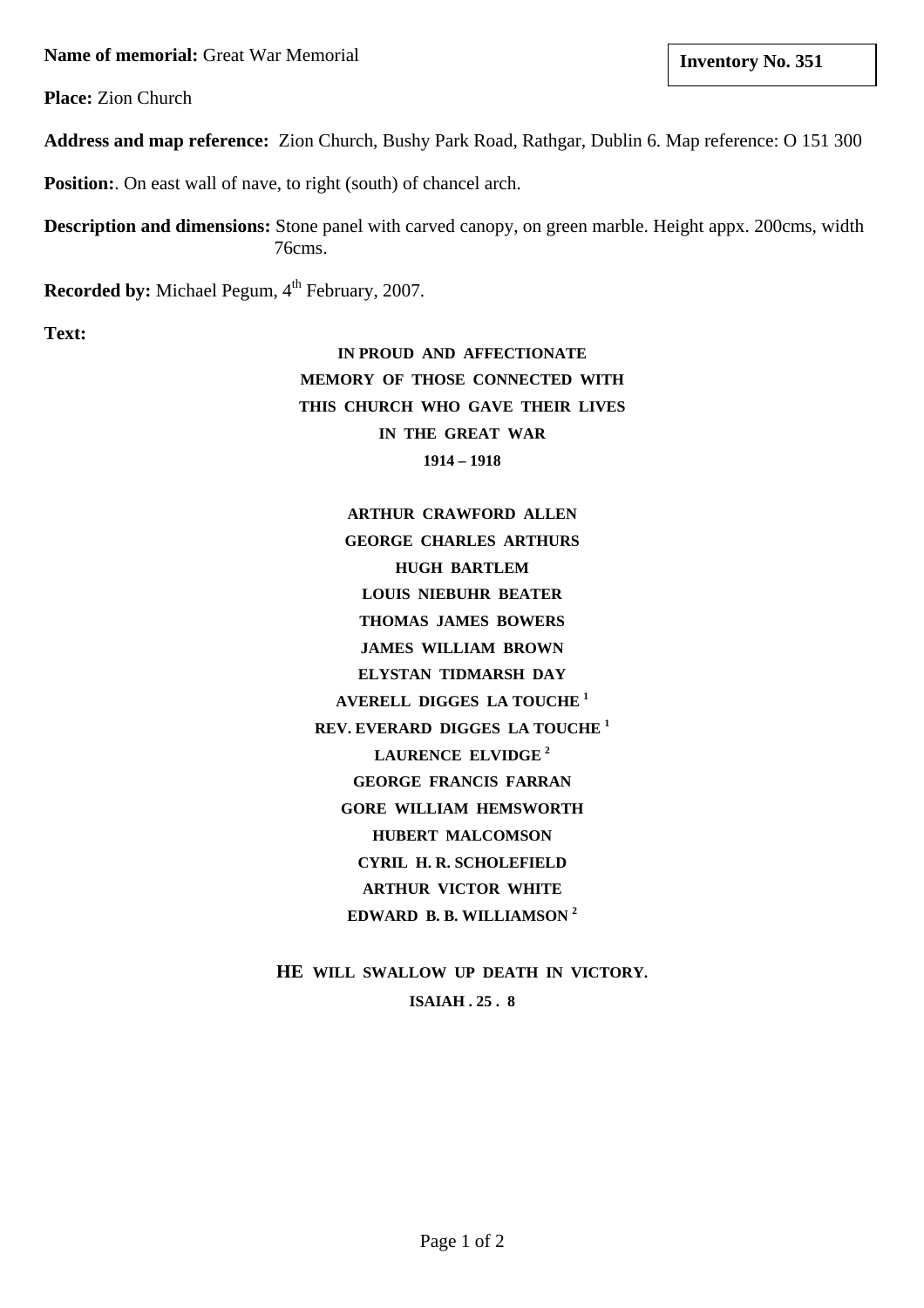**Name of memorial:** Great War Memorial

**Inventory No. 351**

**Place:** Zion Church

**Address and map reference:** Zion Church, Bushy Park Road, Rathgar, Dublin 6. Map reference: O 151 300

**Position:**. On east wall of nave, to right (south) of chancel arch.

**Description and dimensions:** Stone panel with carved canopy, on green marble. Height appx. 200cms, width 76cms.

**Recorded by:** Michael Pegum, 4th February, 2007.

**Text:**

**IN PROUD AND AFFECTIONATE**
**MEMORY OF THOSE CONNECTED WITH**
**THIS CHURCH WHO GAVE THEIR LIVES**
**IN THE GREAT WAR**
**1914 – 1918**

**ARTHUR CRAWFORD ALLEN**
**GEORGE CHARLES ARTHURS**
**HUGH BARTLEM**
**LOUIS NIEBUHR BEATER**
**THOMAS JAMES BOWERS**
**JAMES WILLIAM BROWN**
**ELYSTAN TIDMARSH DAY**
**AVERELL DIGGES LA TOUCHE [1]**
**REV. EVERARD DIGGES LA TOUCHE [1]**
**LAURENCE ELVIDGE [2]**
**GEORGE FRANCIS FARRAN**
**GORE WILLIAM HEMSWORTH**
**HUBERT MALCOMSON**
**CYRIL H. R. SCHOLEFIELD**
**ARTHUR VICTOR WHITE**
**EDWARD B. B. WILLIAMSON [2]**

**HE WILL SWALLOW UP DEATH IN VICTORY.**
**ISAIAH . 25 . 8**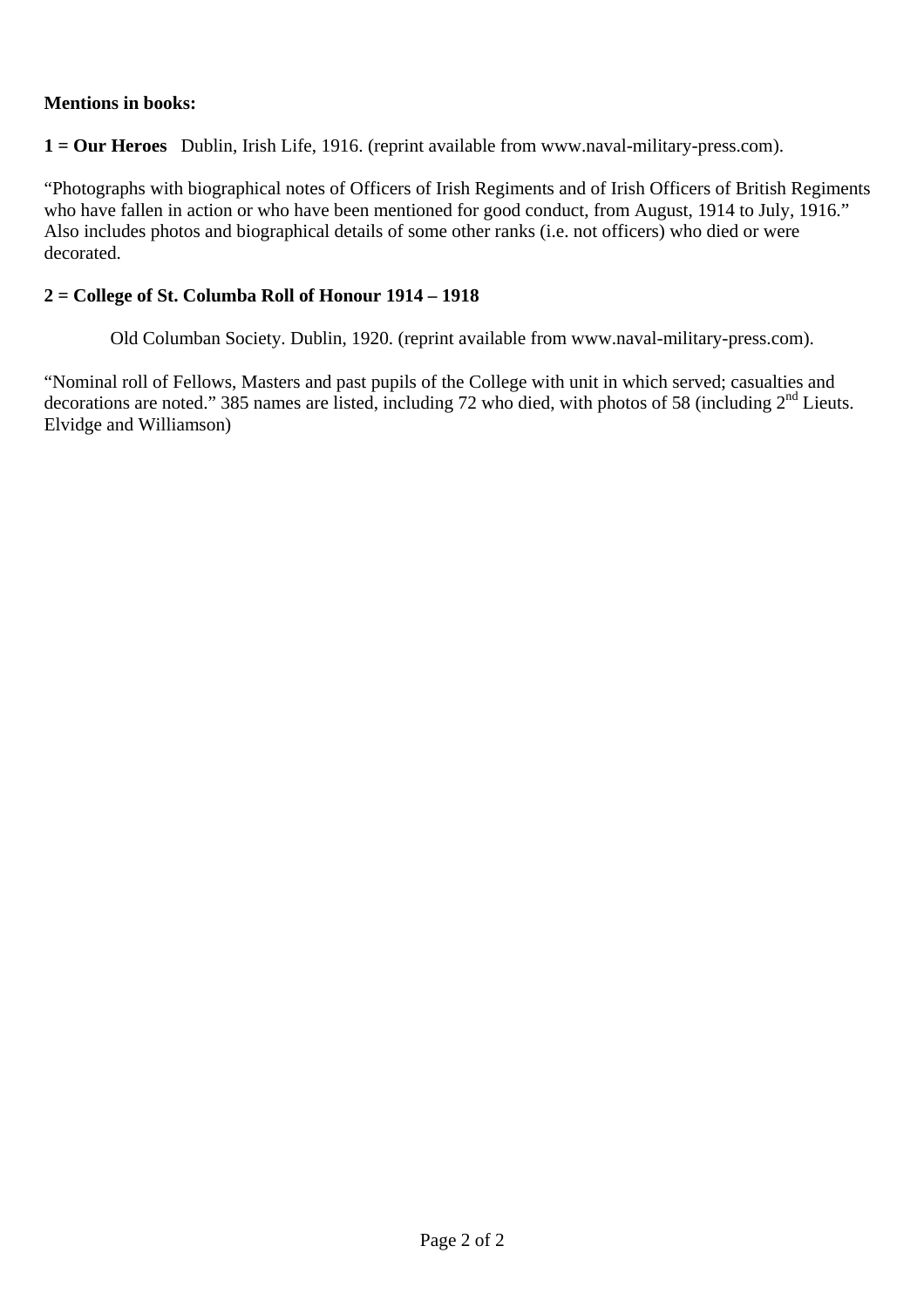**Mentions in books:**

**1 = Our Heroes** Dublin, Irish Life, 1916. (reprint available from www.naval-military-press.com).

"Photographs with biographical notes of Officers of Irish Regiments and of Irish Officers of British Regiments who have fallen in action or who have been mentioned for good conduct, from August, 1914 to July, 1916." Also includes photos and biographical details of some other ranks (i.e. not officers) who died or were decorated.

**2 = College of St. Columba Roll of Honour 1914 – 1918**

Old Columban Society. Dublin, 1920. (reprint available from www.naval-military-press.com).

"Nominal roll of Fellows, Masters and past pupils of the College with unit in which served; casualties and decorations are noted." 385 names are listed, including 72 who died, with photos of 58 (including 2nd Lieuts. Elvidge and Williamson)